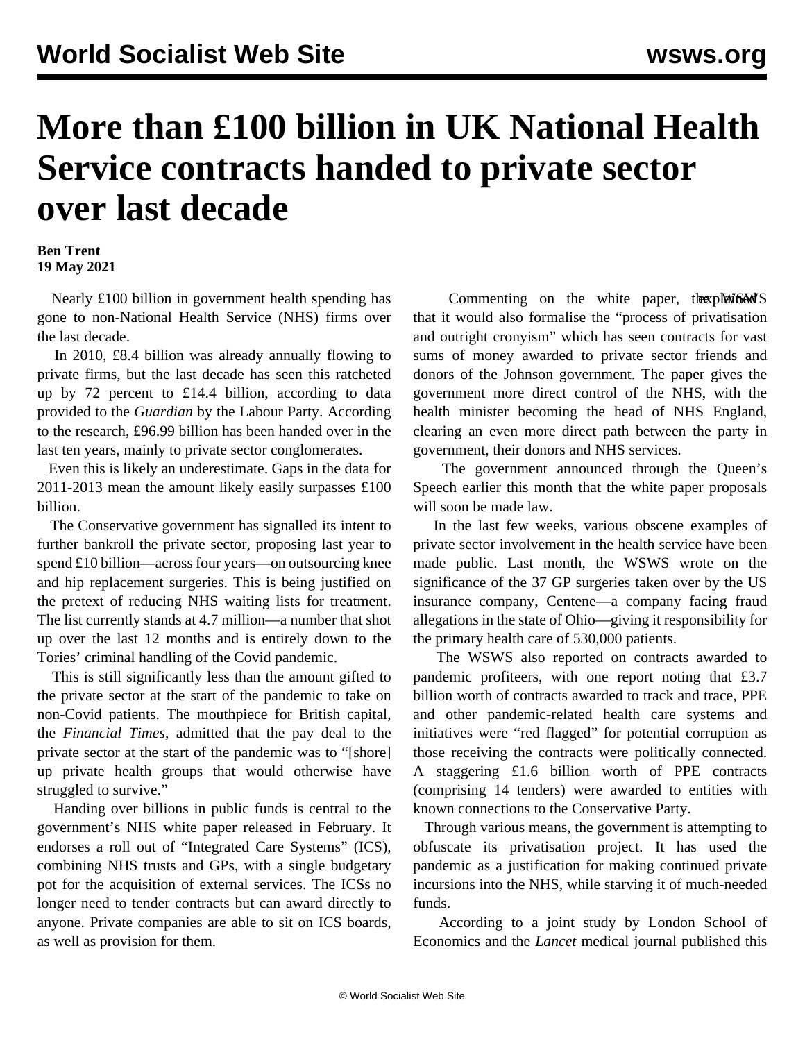# More than £100 billion in UK National Health Service contracts handed to private sector over last decade

**Ben Trent**
**19 May 2021**

Nearly £100 billion in government health spending has gone to non-National Health Service (NHS) firms over the last decade.

In 2010, £8.4 billion was already annually flowing to private firms, but the last decade has seen this ratcheted up by 72 percent to £14.4 billion, according to data provided to the *Guardian* by the Labour Party. According to the research, £96.99 billion has been handed over in the last ten years, mainly to private sector conglomerates.

Even this is likely an underestimate. Gaps in the data for 2011-2013 mean the amount likely easily surpasses £100 billion.

The Conservative government has signalled its intent to further bankroll the private sector, proposing last year to spend £10 billion—across four years—on outsourcing knee and hip replacement surgeries. This is being justified on the pretext of reducing NHS waiting lists for treatment. The list currently stands at 4.7 million—a number that shot up over the last 12 months and is entirely down to the Tories' criminal handling of the Covid pandemic.

This is still significantly less than the amount gifted to the private sector at the start of the pandemic to take on non-Covid patients. The mouthpiece for British capital, the *Financial Times*, admitted that the pay deal to the private sector at the start of the pandemic was to "[shore] up private health groups that would otherwise have struggled to survive."

Handing over billions in public funds is central to the government's NHS white paper released in February. It endorses a roll out of "Integrated Care Systems" (ICS), combining NHS trusts and GPs, with a single budgetary pot for the acquisition of external services. The ICSs no longer need to tender contracts but can award directly to anyone. Private companies are able to sit on ICS boards, as well as provision for them.

Commenting on the white paper, the WSWS explained that it would also formalise the "process of privatisation and outright cronyism" which has seen contracts for vast sums of money awarded to private sector friends and donors of the Johnson government. The paper gives the government more direct control of the NHS, with the health minister becoming the head of NHS England, clearing an even more direct path between the party in government, their donors and NHS services.

The government announced through the Queen's Speech earlier this month that the white paper proposals will soon be made law.

In the last few weeks, various obscene examples of private sector involvement in the health service have been made public. Last month, the WSWS wrote on the significance of the 37 GP surgeries taken over by the US insurance company, Centene—a company facing fraud allegations in the state of Ohio—giving it responsibility for the primary health care of 530,000 patients.

The WSWS also reported on contracts awarded to pandemic profiteers, with one report noting that £3.7 billion worth of contracts awarded to track and trace, PPE and other pandemic-related health care systems and initiatives were "red flagged" for potential corruption as those receiving the contracts were politically connected. A staggering £1.6 billion worth of PPE contracts (comprising 14 tenders) were awarded to entities with known connections to the Conservative Party.

Through various means, the government is attempting to obfuscate its privatisation project. It has used the pandemic as a justification for making continued private incursions into the NHS, while starving it of much-needed funds.

According to a joint study by London School of Economics and the *Lancet* medical journal published this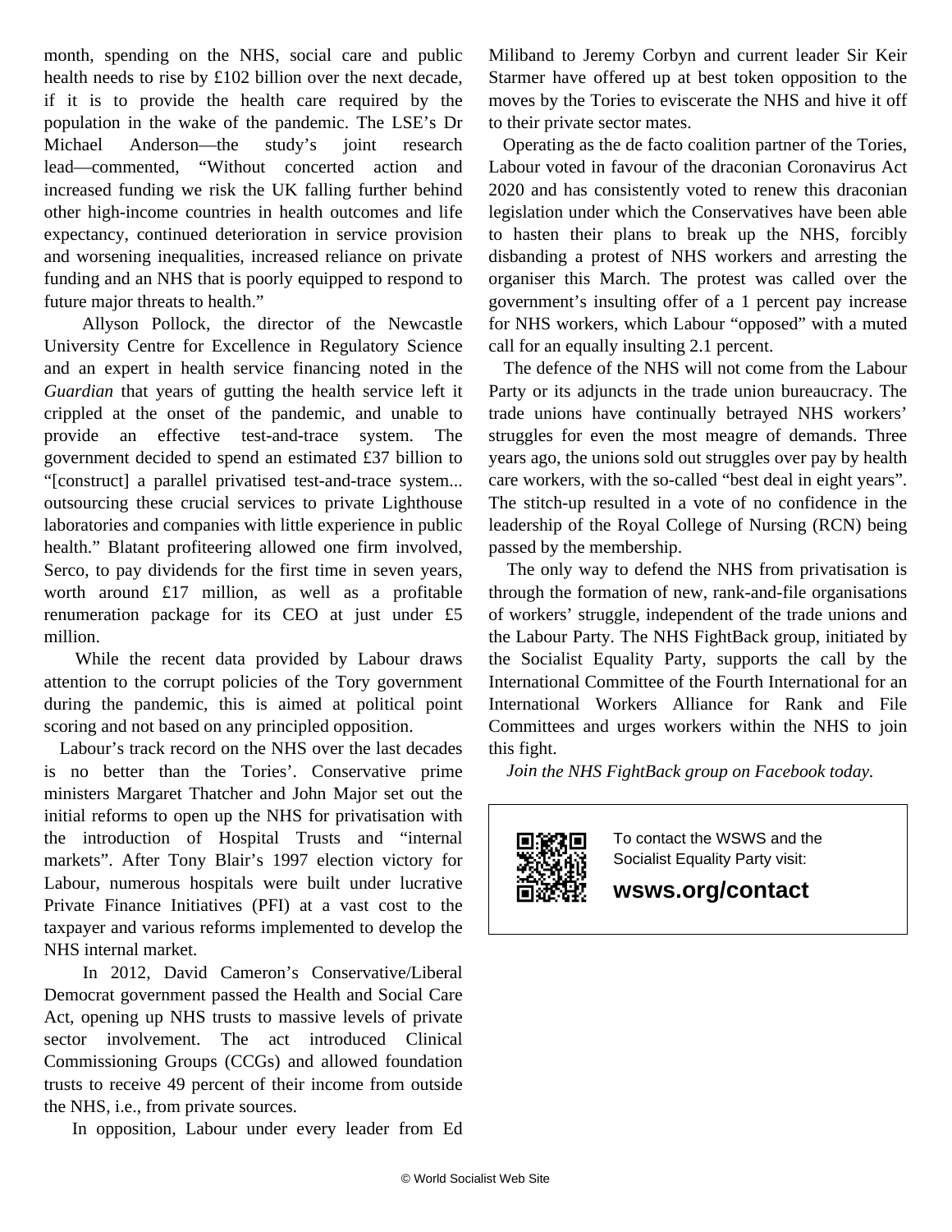month, spending on the NHS, social care and public health needs to rise by £102 billion over the next decade, if it is to provide the health care required by the population in the wake of the pandemic. The LSE's Dr Michael Anderson—the study's joint research lead—commented, "Without concerted action and increased funding we risk the UK falling further behind other high-income countries in health outcomes and life expectancy, continued deterioration in service provision and worsening inequalities, increased reliance on private funding and an NHS that is poorly equipped to respond to future major threats to health."

Allyson Pollock, the director of the Newcastle University Centre for Excellence in Regulatory Science and an expert in health service financing noted in the *Guardian* that years of gutting the health service left it crippled at the onset of the pandemic, and unable to provide an effective test-and-trace system. The government decided to spend an estimated £37 billion to "[construct] a parallel privatised test-and-trace system... outsourcing these crucial services to private Lighthouse laboratories and companies with little experience in public health." Blatant profiteering allowed one firm involved, Serco, to pay dividends for the first time in seven years, worth around £17 million, as well as a profitable renumeration package for its CEO at just under £5 million.

While the recent data provided by Labour draws attention to the corrupt policies of the Tory government during the pandemic, this is aimed at political point scoring and not based on any principled opposition.

Labour's track record on the NHS over the last decades is no better than the Tories'. Conservative prime ministers Margaret Thatcher and John Major set out the initial reforms to open up the NHS for privatisation with the introduction of Hospital Trusts and "internal markets". After Tony Blair's 1997 election victory for Labour, numerous hospitals were built under lucrative Private Finance Initiatives (PFI) at a vast cost to the taxpayer and various reforms implemented to develop the NHS internal market.

In 2012, David Cameron's Conservative/Liberal Democrat government passed the Health and Social Care Act, opening up NHS trusts to massive levels of private sector involvement. The act introduced Clinical Commissioning Groups (CCGs) and allowed foundation trusts to receive 49 percent of their income from outside the NHS, i.e., from private sources.

In opposition, Labour under every leader from Ed Miliband to Jeremy Corbyn and current leader Sir Keir Starmer have offered up at best token opposition to the moves by the Tories to eviscerate the NHS and hive it off to their private sector mates.

Operating as the de facto coalition partner of the Tories, Labour voted in favour of the draconian Coronavirus Act 2020 and has consistently voted to renew this draconian legislation under which the Conservatives have been able to hasten their plans to break up the NHS, forcibly disbanding a protest of NHS workers and arresting the organiser this March. The protest was called over the government's insulting offer of a 1 percent pay increase for NHS workers, which Labour "opposed" with a muted call for an equally insulting 2.1 percent.

The defence of the NHS will not come from the Labour Party or its adjuncts in the trade union bureaucracy. The trade unions have continually betrayed NHS workers' struggles for even the most meagre of demands. Three years ago, the unions sold out struggles over pay by health care workers, with the so-called "best deal in eight years". The stitch-up resulted in a vote of no confidence in the leadership of the Royal College of Nursing (RCN) being passed by the membership.

The only way to defend the NHS from privatisation is through the formation of new, rank-and-file organisations of workers' struggle, independent of the trade unions and the Labour Party. The NHS FightBack group, initiated by the Socialist Equality Party, supports the call by the International Committee of the Fourth International for an International Workers Alliance for Rank and File Committees and urges workers within the NHS to join this fight.

*Join the NHS FightBack group on Facebook today.*

To contact the WSWS and the Socialist Equality Party visit:

**wsws.org/contact**